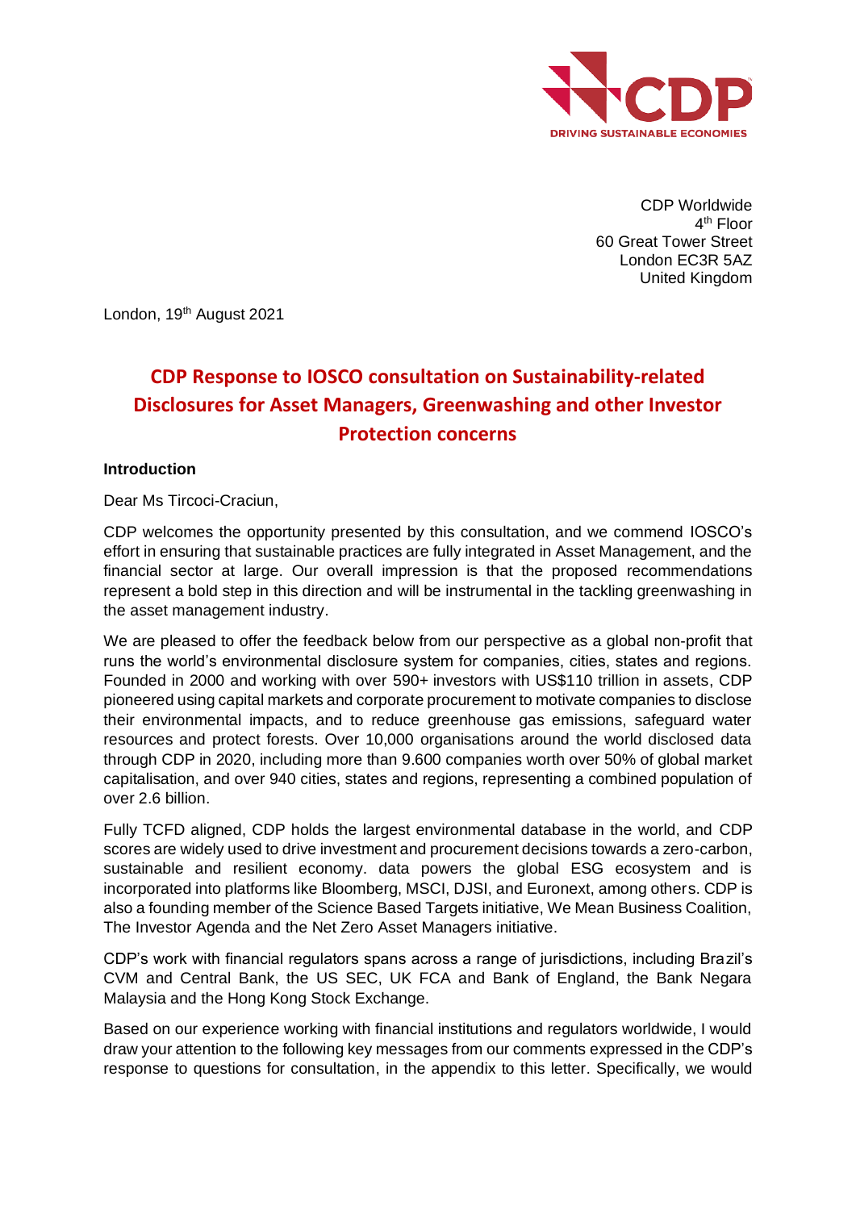CDP Worldwide
4th Floor
60 Great Tower Street
London EC3R 5AZ
United Kingdom

London, 19th August 2021

# CDP Response to IOSCO consultation on Sustainability-related Disclosures for Asset Managers, Greenwashing and other Investor Protection concerns

**Introduction**

Dear Ms Tircoci-Craciun,

CDP welcomes the opportunity presented by this consultation, and we commend IOSCO's effort in ensuring that sustainable practices are fully integrated in Asset Management, and the financial sector at large. Our overall impression is that the proposed recommendations represent a bold step in this direction and will be instrumental in the tackling greenwashing in the asset management industry.

We are pleased to offer the feedback below from our perspective as a global non-profit that runs the world's environmental disclosure system for companies, cities, states and regions. Founded in 2000 and working with over 590+ investors with US$110 trillion in assets, CDP pioneered using capital markets and corporate procurement to motivate companies to disclose their environmental impacts, and to reduce greenhouse gas emissions, safeguard water resources and protect forests. Over 10,000 organisations around the world disclosed data through CDP in 2020, including more than 9.600 companies worth over 50% of global market capitalisation, and over 940 cities, states and regions, representing a combined population of over 2.6 billion.

Fully TCFD aligned, CDP holds the largest environmental database in the world, and CDP scores are widely used to drive investment and procurement decisions towards a zero-carbon, sustainable and resilient economy. data powers the global ESG ecosystem and is incorporated into platforms like Bloomberg, MSCI, DJSI, and Euronext, among others. CDP is also a founding member of the Science Based Targets initiative, We Mean Business Coalition, The Investor Agenda and the Net Zero Asset Managers initiative.

CDP's work with financial regulators spans across a range of jurisdictions, including Brazil's CVM and Central Bank, the US SEC, UK FCA and Bank of England, the Bank Negara Malaysia and the Hong Kong Stock Exchange.

Based on our experience working with financial institutions and regulators worldwide, I would draw your attention to the following key messages from our comments expressed in the CDP's response to questions for consultation, in the appendix to this letter. Specifically, we would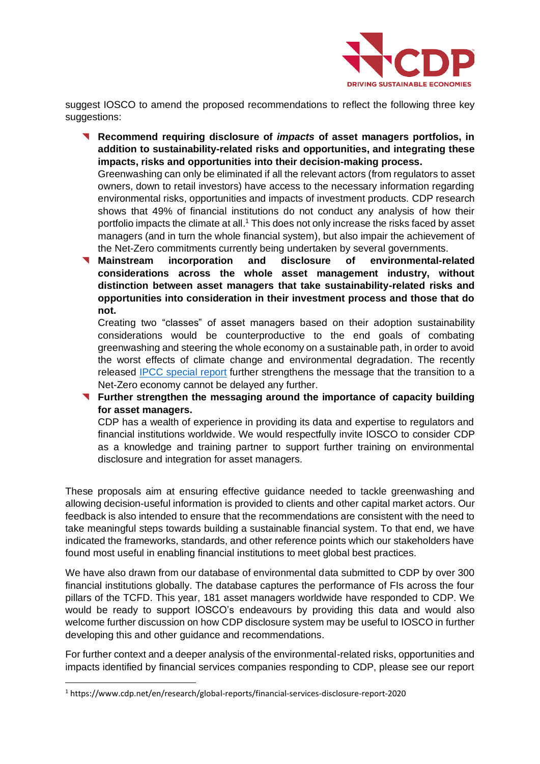suggest IOSCO to amend the proposed recommendations to reflect the following three key suggestions:

- **Recommend requiring disclosure of *impacts* of asset managers portfolios, in addition to sustainability-related risks and opportunities, and integrating these impacts, risks and opportunities into their decision-making process.**
  Greenwashing can only be eliminated if all the relevant actors (from regulators to asset owners, down to retail investors) have access to the necessary information regarding environmental risks, opportunities and impacts of investment products. CDP research shows that 49% of financial institutions do not conduct any analysis of how their portfolio impacts the climate at all.[1] This does not only increase the risks faced by asset managers (and in turn the whole financial system), but also impair the achievement of the Net-Zero commitments currently being undertaken by several governments.
- **Mainstream incorporation and disclosure of environmental-related considerations across the whole asset management industry, without distinction between asset managers that take sustainability-related risks and opportunities into consideration in their investment process and those that do not.**
  Creating two "classes" of asset managers based on their adoption sustainability considerations would be counterproductive to the end goals of combating greenwashing and steering the whole economy on a sustainable path, in order to avoid the worst effects of climate change and environmental degradation. The recently released [IPCC special report] further strengthens the message that the transition to a Net-Zero economy cannot be delayed any further.
- **Further strengthen the messaging around the importance of capacity building for asset managers.**
  CDP has a wealth of experience in providing its data and expertise to regulators and financial institutions worldwide. We would respectfully invite IOSCO to consider CDP as a knowledge and training partner to support further training on environmental disclosure and integration for asset managers.

These proposals aim at ensuring effective guidance needed to tackle greenwashing and allowing decision-useful information is provided to clients and other capital market actors. Our feedback is also intended to ensure that the recommendations are consistent with the need to take meaningful steps towards building a sustainable financial system. To that end, we have indicated the frameworks, standards, and other reference points which our stakeholders have found most useful in enabling financial institutions to meet global best practices.

We have also drawn from our database of environmental data submitted to CDP by over 300 financial institutions globally. The database captures the performance of FIs across the four pillars of the TCFD. This year, 181 asset managers worldwide have responded to CDP. We would be ready to support IOSCO's endeavours by providing this data and would also welcome further discussion on how CDP disclosure system may be useful to IOSCO in further developing this and other guidance and recommendations.

For further context and a deeper analysis of the environmental-related risks, opportunities and impacts identified by financial services companies responding to CDP, please see our report

---

[1] https://www.cdp.net/en/research/global-reports/financial-services-disclosure-report-2020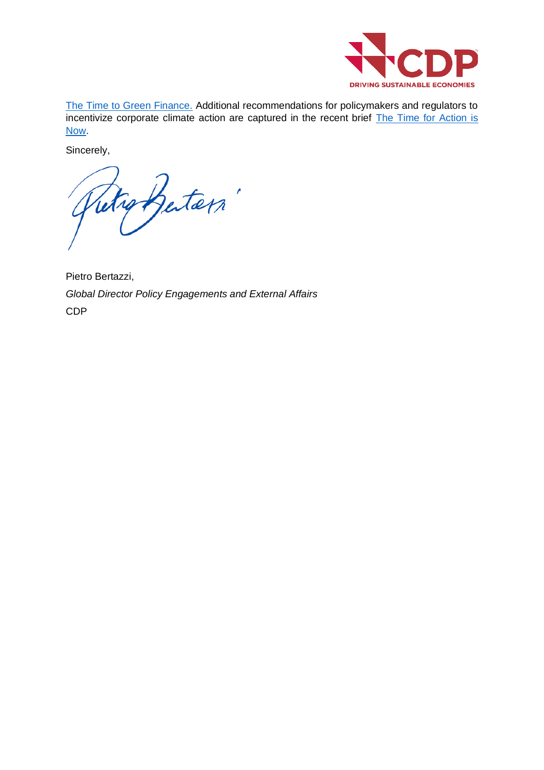The Time to Green Finance. Additional recommendations for policymakers and regulators to incentivize corporate climate action are captured in the recent brief The Time for Action is Now.

Sincerely,

Pietro Bertazzi,

*Global Director Policy Engagements and External Affairs*

CDP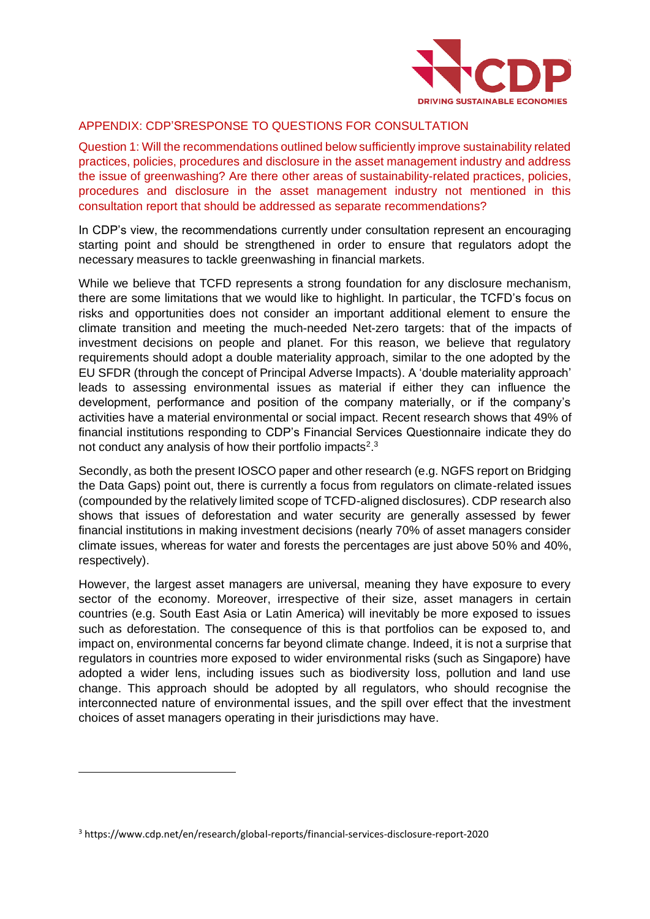## APPENDIX: CDP'SRESPONSE TO QUESTIONS FOR CONSULTATION

**Question 1: Will the recommendations outlined below sufficiently improve sustainability related practices, policies, procedures and disclosure in the asset management industry and address the issue of greenwashing? Are there other areas of sustainability-related practices, policies, procedures and disclosure in the asset management industry not mentioned in this consultation report that should be addressed as separate recommendations?**

In CDP's view, the recommendations currently under consultation represent an encouraging starting point and should be strengthened in order to ensure that regulators adopt the necessary measures to tackle greenwashing in financial markets.

While we believe that TCFD represents a strong foundation for any disclosure mechanism, there are some limitations that we would like to highlight. In particular, the TCFD's focus on risks and opportunities does not consider an important additional element to ensure the climate transition and meeting the much-needed Net-zero targets: that of the impacts of investment decisions on people and planet. For this reason, we believe that regulatory requirements should adopt a double materiality approach, similar to the one adopted by the EU SFDR (through the concept of Principal Adverse Impacts). A 'double materiality approach' leads to assessing environmental issues as material if either they can influence the development, performance and position of the company materially, or if the company's activities have a material environmental or social impact. Recent research shows that 49% of financial institutions responding to CDP's Financial Services Questionnaire indicate they do not conduct any analysis of how their portfolio impacts[2].[3]

Secondly, as both the present IOSCO paper and other research (e.g. NGFS report on Bridging the Data Gaps) point out, there is currently a focus from regulators on climate-related issues (compounded by the relatively limited scope of TCFD-aligned disclosures). CDP research also shows that issues of deforestation and water security are generally assessed by fewer financial institutions in making investment decisions (nearly 70% of asset managers consider climate issues, whereas for water and forests the percentages are just above 50% and 40%, respectively).

However, the largest asset managers are universal, meaning they have exposure to every sector of the economy. Moreover, irrespective of their size, asset managers in certain countries (e.g. South East Asia or Latin America) will inevitably be more exposed to issues such as deforestation. The consequence of this is that portfolios can be exposed to, and impact on, environmental concerns far beyond climate change. Indeed, it is not a surprise that regulators in countries more exposed to wider environmental risks (such as Singapore) have adopted a wider lens, including issues such as biodiversity loss, pollution and land use change. This approach should be adopted by all regulators, who should recognise the interconnected nature of environmental issues, and the spill over effect that the investment choices of asset managers operating in their jurisdictions may have.

---

[3] https://www.cdp.net/en/research/global-reports/financial-services-disclosure-report-2020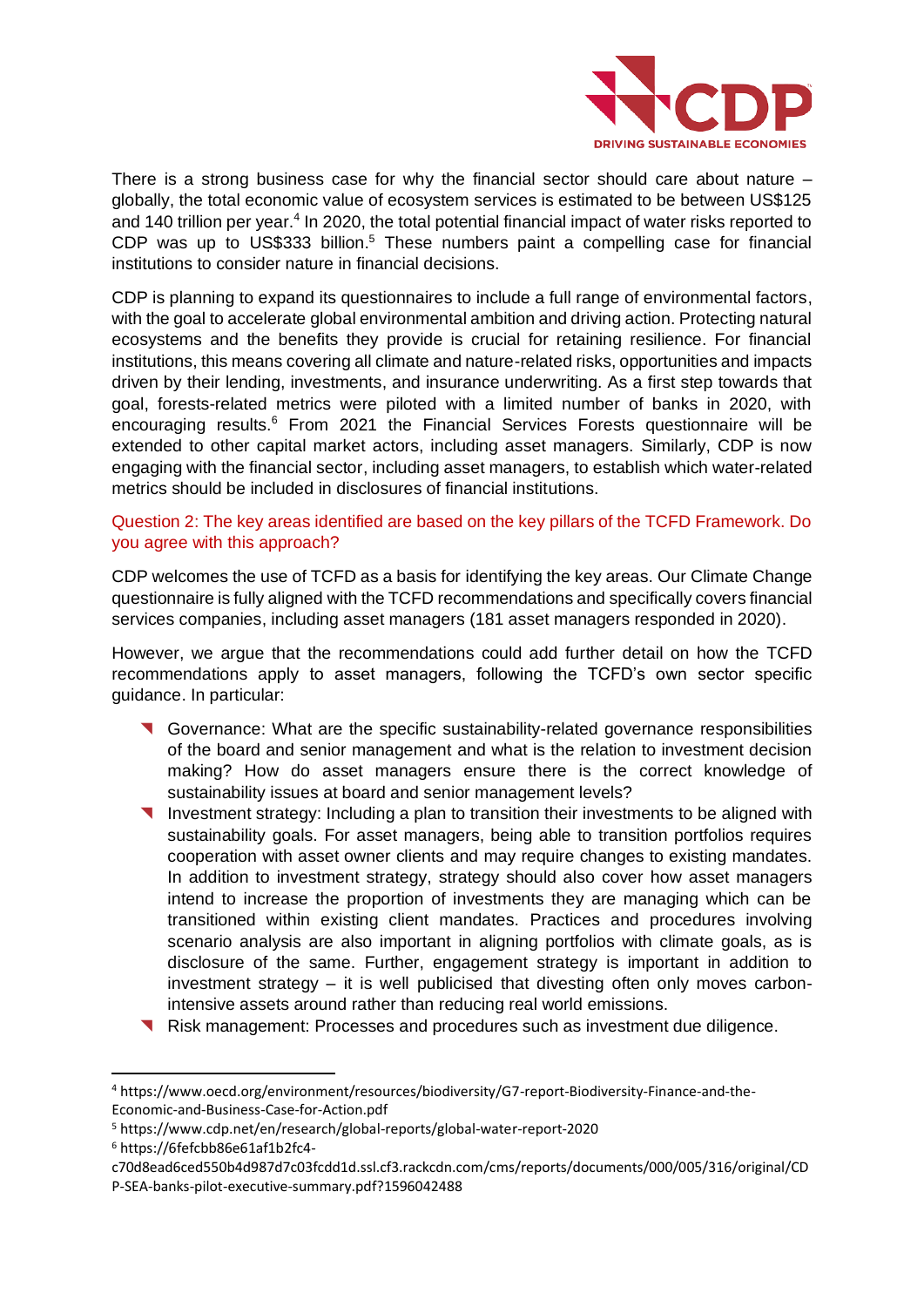There is a strong business case for why the financial sector should care about nature – globally, the total economic value of ecosystem services is estimated to be between US$125 and 140 trillion per year.[4] In 2020, the total potential financial impact of water risks reported to CDP was up to US$333 billion.[5] These numbers paint a compelling case for financial institutions to consider nature in financial decisions.

CDP is planning to expand its questionnaires to include a full range of environmental factors, with the goal to accelerate global environmental ambition and driving action. Protecting natural ecosystems and the benefits they provide is crucial for retaining resilience. For financial institutions, this means covering all climate and nature-related risks, opportunities and impacts driven by their lending, investments, and insurance underwriting. As a first step towards that goal, forests-related metrics were piloted with a limited number of banks in 2020, with encouraging results.[6] From 2021 the Financial Services Forests questionnaire will be extended to other capital market actors, including asset managers. Similarly, CDP is now engaging with the financial sector, including asset managers, to establish which water-related metrics should be included in disclosures of financial institutions.

### Question 2: The key areas identified are based on the key pillars of the TCFD Framework. Do you agree with this approach?

CDP welcomes the use of TCFD as a basis for identifying the key areas. Our Climate Change questionnaire is fully aligned with the TCFD recommendations and specifically covers financial services companies, including asset managers (181 asset managers responded in 2020).

However, we argue that the recommendations could add further detail on how the TCFD recommendations apply to asset managers, following the TCFD's own sector specific guidance. In particular:

- Governance: What are the specific sustainability-related governance responsibilities of the board and senior management and what is the relation to investment decision making? How do asset managers ensure there is the correct knowledge of sustainability issues at board and senior management levels?
- Investment strategy: Including a plan to transition their investments to be aligned with sustainability goals. For asset managers, being able to transition portfolios requires cooperation with asset owner clients and may require changes to existing mandates. In addition to investment strategy, strategy should also cover how asset managers intend to increase the proportion of investments they are managing which can be transitioned within existing client mandates. Practices and procedures involving scenario analysis are also important in aligning portfolios with climate goals, as is disclosure of the same. Further, engagement strategy is important in addition to investment strategy – it is well publicised that divesting often only moves carbon-intensive assets around rather than reducing real world emissions.
- Risk management: Processes and procedures such as investment due diligence.

---

[4] https://www.oecd.org/environment/resources/biodiversity/G7-report-Biodiversity-Finance-and-the-Economic-and-Business-Case-for-Action.pdf

[5] https://www.cdp.net/en/research/global-reports/global-water-report-2020

[6] https://6fefcbb86e61af1b2fc4-c70d8ead6ced550b4d987d7c03fcdd1d.ssl.cf3.rackcdn.com/cms/reports/documents/000/005/316/original/CDP-SEA-banks-pilot-executive-summary.pdf?1596042488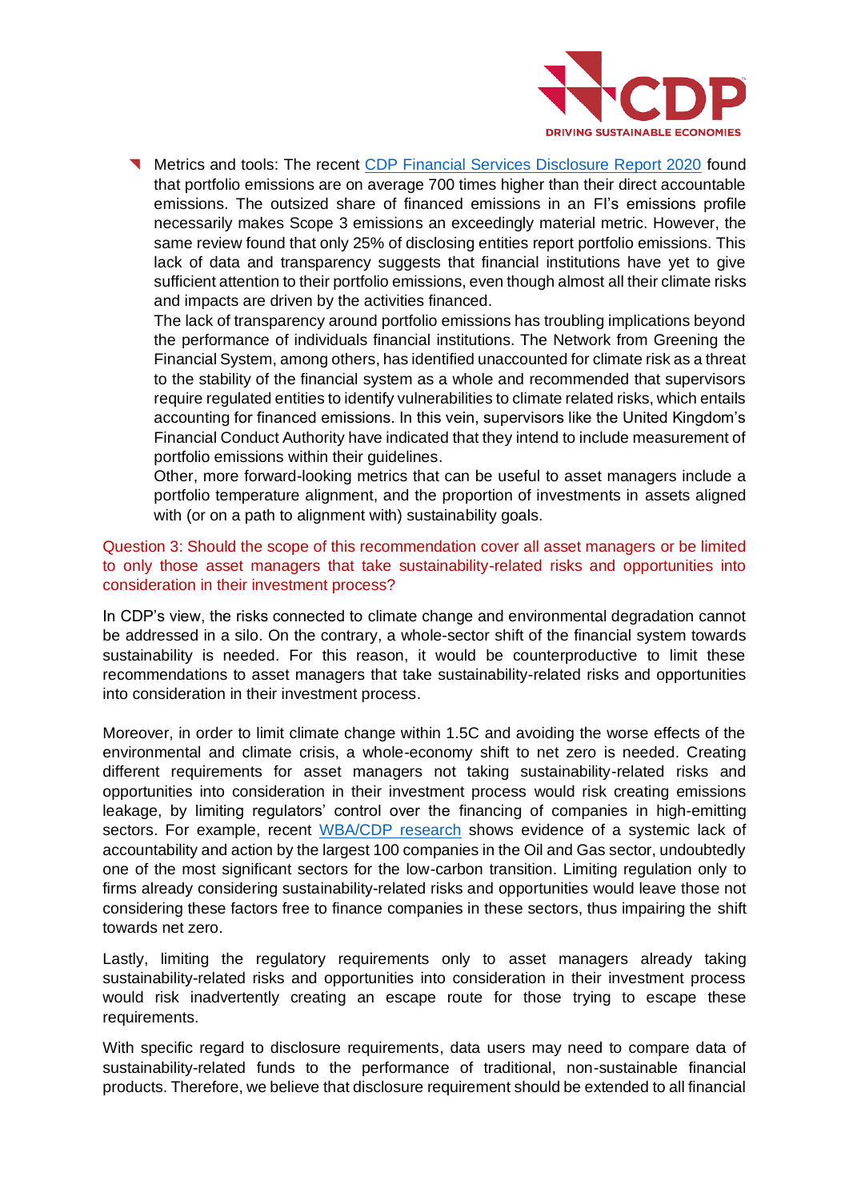- Metrics and tools: The recent [CDP Financial Services Disclosure Report 2020](#) found that portfolio emissions are on average 700 times higher than their direct accountable emissions. The outsized share of financed emissions in an FI's emissions profile necessarily makes Scope 3 emissions an exceedingly material metric. However, the same review found that only 25% of disclosing entities report portfolio emissions. This lack of data and transparency suggests that financial institutions have yet to give sufficient attention to their portfolio emissions, even though almost all their climate risks and impacts are driven by the activities financed.

  The lack of transparency around portfolio emissions has troubling implications beyond the performance of individuals financial institutions. The Network from Greening the Financial System, among others, has identified unaccounted for climate risk as a threat to the stability of the financial system as a whole and recommended that supervisors require regulated entities to identify vulnerabilities to climate related risks, which entails accounting for financed emissions. In this vein, supervisors like the United Kingdom's Financial Conduct Authority have indicated that they intend to include measurement of portfolio emissions within their guidelines.

  Other, more forward-looking metrics that can be useful to asset managers include a portfolio temperature alignment, and the proportion of investments in assets aligned with (or on a path to alignment with) sustainability goals.

**Question 3: Should the scope of this recommendation cover all asset managers or be limited to only those asset managers that take sustainability-related risks and opportunities into consideration in their investment process?**

In CDP's view, the risks connected to climate change and environmental degradation cannot be addressed in a silo. On the contrary, a whole-sector shift of the financial system towards sustainability is needed. For this reason, it would be counterproductive to limit these recommendations to asset managers that take sustainability-related risks and opportunities into consideration in their investment process.

Moreover, in order to limit climate change within 1.5C and avoiding the worse effects of the environmental and climate crisis, a whole-economy shift to net zero is needed. Creating different requirements for asset managers not taking sustainability-related risks and opportunities into consideration in their investment process would risk creating emissions leakage, by limiting regulators' control over the financing of companies in high-emitting sectors. For example, recent [WBA/CDP research](#) shows evidence of a systemic lack of accountability and action by the largest 100 companies in the Oil and Gas sector, undoubtedly one of the most significant sectors for the low-carbon transition. Limiting regulation only to firms already considering sustainability-related risks and opportunities would leave those not considering these factors free to finance companies in these sectors, thus impairing the shift towards net zero.

Lastly, limiting the regulatory requirements only to asset managers already taking sustainability-related risks and opportunities into consideration in their investment process would risk inadvertently creating an escape route for those trying to escape these requirements.

With specific regard to disclosure requirements, data users may need to compare data of sustainability-related funds to the performance of traditional, non-sustainable financial products. Therefore, we believe that disclosure requirement should be extended to all financial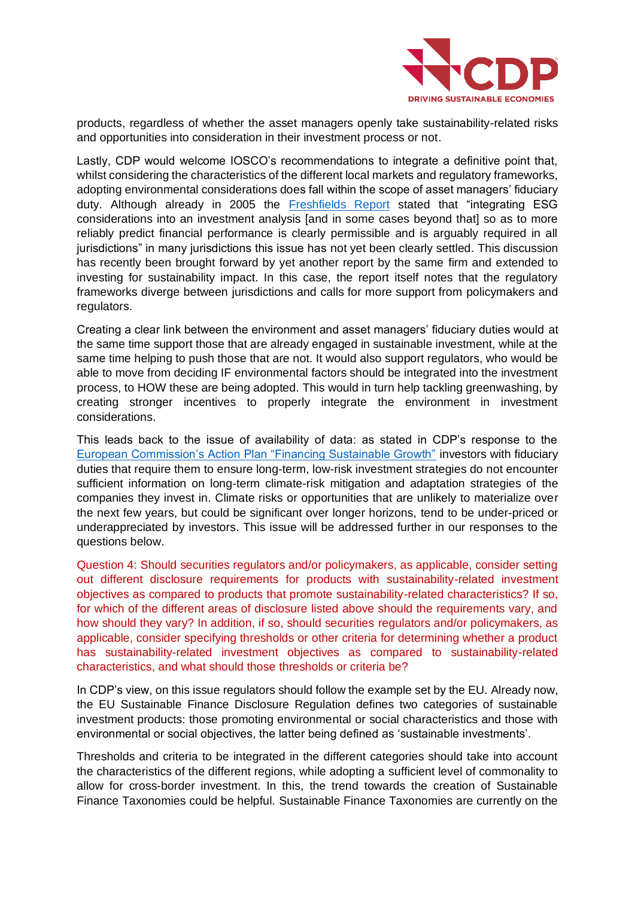products, regardless of whether the asset managers openly take sustainability-related risks and opportunities into consideration in their investment process or not.

Lastly, CDP would welcome IOSCO's recommendations to integrate a definitive point that, whilst considering the characteristics of the different local markets and regulatory frameworks, adopting environmental considerations does fall within the scope of asset managers' fiduciary duty. Although already in 2005 the Freshfields Report stated that "integrating ESG considerations into an investment analysis [and in some cases beyond that] so as to more reliably predict financial performance is clearly permissible and is arguably required in all jurisdictions" in many jurisdictions this issue has not yet been clearly settled. This discussion has recently been brought forward by yet another report by the same firm and extended to investing for sustainability impact. In this case, the report itself notes that the regulatory frameworks diverge between jurisdictions and calls for more support from policymakers and regulators.

Creating a clear link between the environment and asset managers' fiduciary duties would at the same time support those that are already engaged in sustainable investment, while at the same time helping to push those that are not. It would also support regulators, who would be able to move from deciding IF environmental factors should be integrated into the investment process, to HOW these are being adopted. This would in turn help tackling greenwashing, by creating stronger incentives to properly integrate the environment in investment considerations.

This leads back to the issue of availability of data: as stated in CDP's response to the European Commission's Action Plan "Financing Sustainable Growth" investors with fiduciary duties that require them to ensure long-term, low-risk investment strategies do not encounter sufficient information on long-term climate-risk mitigation and adaptation strategies of the companies they invest in. Climate risks or opportunities that are unlikely to materialize over the next few years, but could be significant over longer horizons, tend to be under-priced or underappreciated by investors. This issue will be addressed further in our responses to the questions below.

Question 4: Should securities regulators and/or policymakers, as applicable, consider setting out different disclosure requirements for products with sustainability-related investment objectives as compared to products that promote sustainability-related characteristics? If so, for which of the different areas of disclosure listed above should the requirements vary, and how should they vary? In addition, if so, should securities regulators and/or policymakers, as applicable, consider specifying thresholds or other criteria for determining whether a product has sustainability-related investment objectives as compared to sustainability-related characteristics, and what should those thresholds or criteria be?

In CDP's view, on this issue regulators should follow the example set by the EU. Already now, the EU Sustainable Finance Disclosure Regulation defines two categories of sustainable investment products: those promoting environmental or social characteristics and those with environmental or social objectives, the latter being defined as 'sustainable investments'.

Thresholds and criteria to be integrated in the different categories should take into account the characteristics of the different regions, while adopting a sufficient level of commonality to allow for cross-border investment. In this, the trend towards the creation of Sustainable Finance Taxonomies could be helpful. Sustainable Finance Taxonomies are currently on the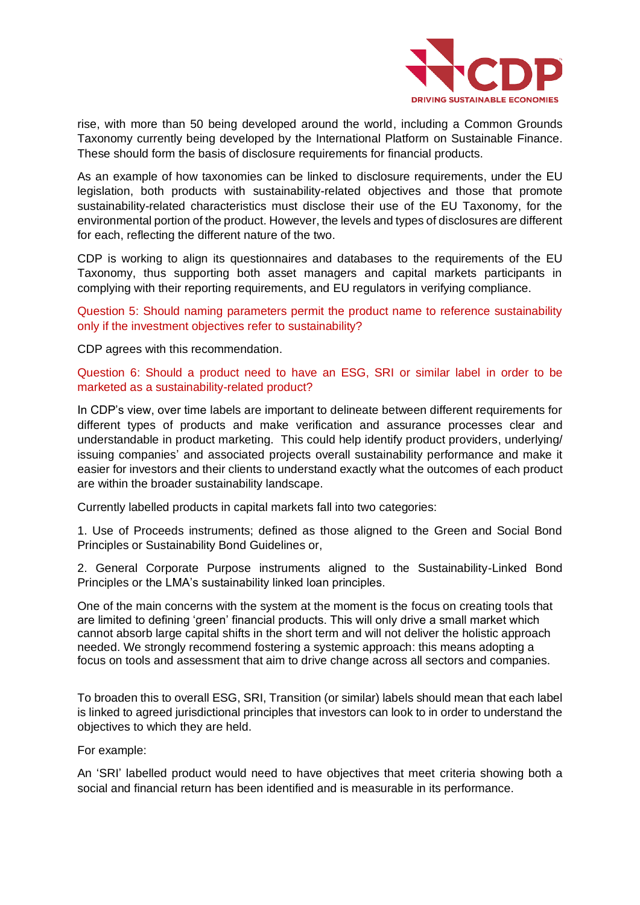rise, with more than 50 being developed around the world, including a Common Grounds Taxonomy currently being developed by the International Platform on Sustainable Finance. These should form the basis of disclosure requirements for financial products.

As an example of how taxonomies can be linked to disclosure requirements, under the EU legislation, both products with sustainability-related objectives and those that promote sustainability-related characteristics must disclose their use of the EU Taxonomy, for the environmental portion of the product. However, the levels and types of disclosures are different for each, reflecting the different nature of the two.

CDP is working to align its questionnaires and databases to the requirements of the EU Taxonomy, thus supporting both asset managers and capital markets participants in complying with their reporting requirements, and EU regulators in verifying compliance.

Question 5: Should naming parameters permit the product name to reference sustainability only if the investment objectives refer to sustainability?

CDP agrees with this recommendation.

Question 6: Should a product need to have an ESG, SRI or similar label in order to be marketed as a sustainability-related product?

In CDP's view, over time labels are important to delineate between different requirements for different types of products and make verification and assurance processes clear and understandable in product marketing. This could help identify product providers, underlying/ issuing companies' and associated projects overall sustainability performance and make it easier for investors and their clients to understand exactly what the outcomes of each product are within the broader sustainability landscape.

Currently labelled products in capital markets fall into two categories:

1. Use of Proceeds instruments; defined as those aligned to the Green and Social Bond Principles or Sustainability Bond Guidelines or,

2. General Corporate Purpose instruments aligned to the Sustainability-Linked Bond Principles or the LMA's sustainability linked loan principles.

One of the main concerns with the system at the moment is the focus on creating tools that are limited to defining 'green' financial products. This will only drive a small market which cannot absorb large capital shifts in the short term and will not deliver the holistic approach needed. We strongly recommend fostering a systemic approach: this means adopting a focus on tools and assessment that aim to drive change across all sectors and companies.

To broaden this to overall ESG, SRI, Transition (or similar) labels should mean that each label is linked to agreed jurisdictional principles that investors can look to in order to understand the objectives to which they are held.

For example:

An 'SRI' labelled product would need to have objectives that meet criteria showing both a social and financial return has been identified and is measurable in its performance.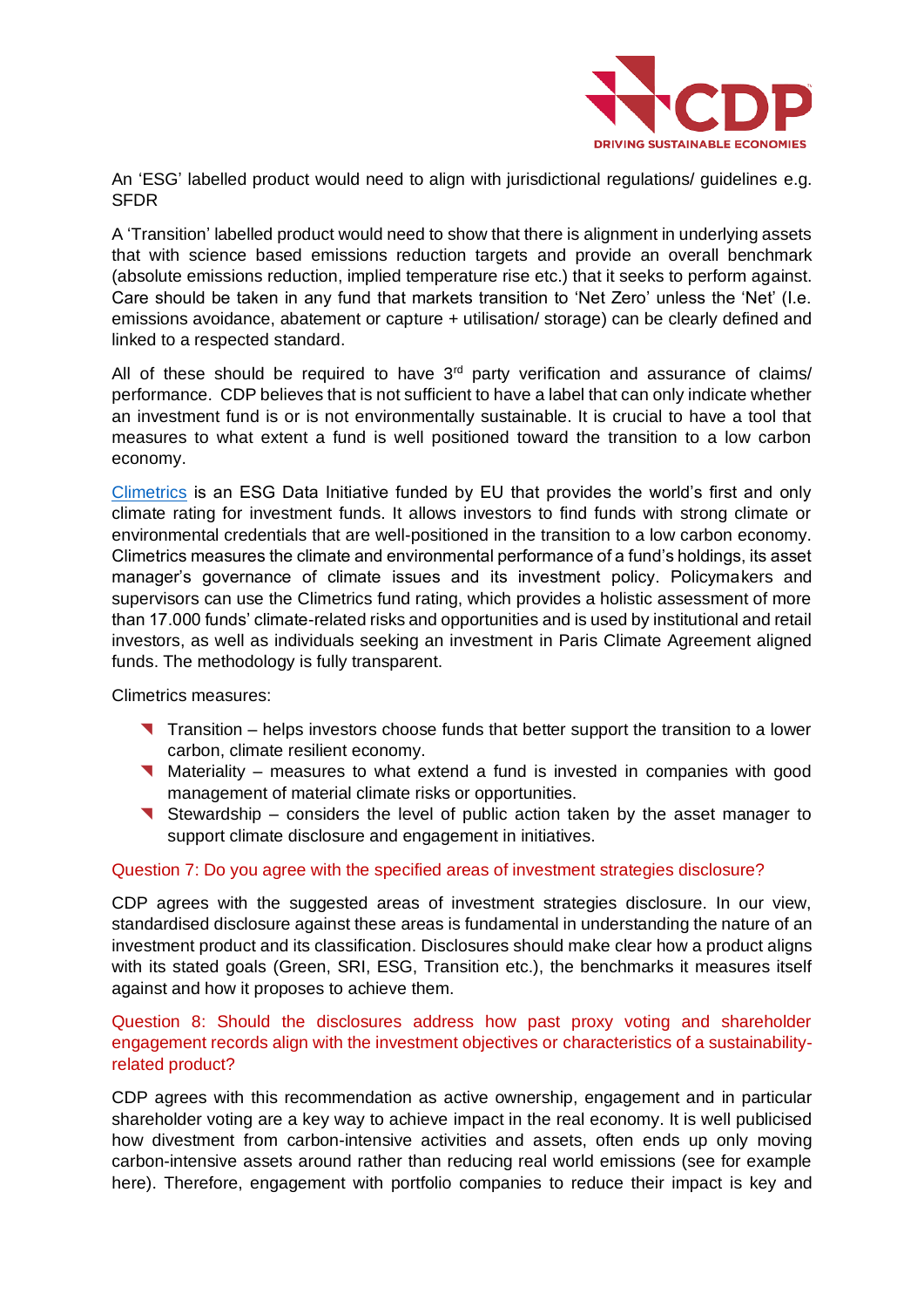An 'ESG' labelled product would need to align with jurisdictional regulations/ guidelines e.g. SFDR

A 'Transition' labelled product would need to show that there is alignment in underlying assets that with science based emissions reduction targets and provide an overall benchmark (absolute emissions reduction, implied temperature rise etc.) that it seeks to perform against. Care should be taken in any fund that markets transition to 'Net Zero' unless the 'Net' (I.e. emissions avoidance, abatement or capture + utilisation/ storage) can be clearly defined and linked to a respected standard.

All of these should be required to have 3[rd] party verification and assurance of claims/ performance. CDP believes that is not sufficient to have a label that can only indicate whether an investment fund is or is not environmentally sustainable. It is crucial to have a tool that measures to what extent a fund is well positioned toward the transition to a low carbon economy.

Climetrics is an ESG Data Initiative funded by EU that provides the world's first and only climate rating for investment funds. It allows investors to find funds with strong climate or environmental credentials that are well-positioned in the transition to a low carbon economy. Climetrics measures the climate and environmental performance of a fund's holdings, its asset manager's governance of climate issues and its investment policy. Policymakers and supervisors can use the Climetrics fund rating, which provides a holistic assessment of more than 17.000 funds' climate-related risks and opportunities and is used by institutional and retail investors, as well as individuals seeking an investment in Paris Climate Agreement aligned funds. The methodology is fully transparent.

Climetrics measures:

- Transition – helps investors choose funds that better support the transition to a lower carbon, climate resilient economy.
- Materiality – measures to what extend a fund is invested in companies with good management of material climate risks or opportunities.
- Stewardship – considers the level of public action taken by the asset manager to support climate disclosure and engagement in initiatives.

### Question 7: Do you agree with the specified areas of investment strategies disclosure?

CDP agrees with the suggested areas of investment strategies disclosure. In our view, standardised disclosure against these areas is fundamental in understanding the nature of an investment product and its classification. Disclosures should make clear how a product aligns with its stated goals (Green, SRI, ESG, Transition etc.), the benchmarks it measures itself against and how it proposes to achieve them.

### Question 8: Should the disclosures address how past proxy voting and shareholder engagement records align with the investment objectives or characteristics of a sustainability-related product?

CDP agrees with this recommendation as active ownership, engagement and in particular shareholder voting are a key way to achieve impact in the real economy. It is well publicised how divestment from carbon-intensive activities and assets, often ends up only moving carbon-intensive assets around rather than reducing real world emissions (see for example here). Therefore, engagement with portfolio companies to reduce their impact is key and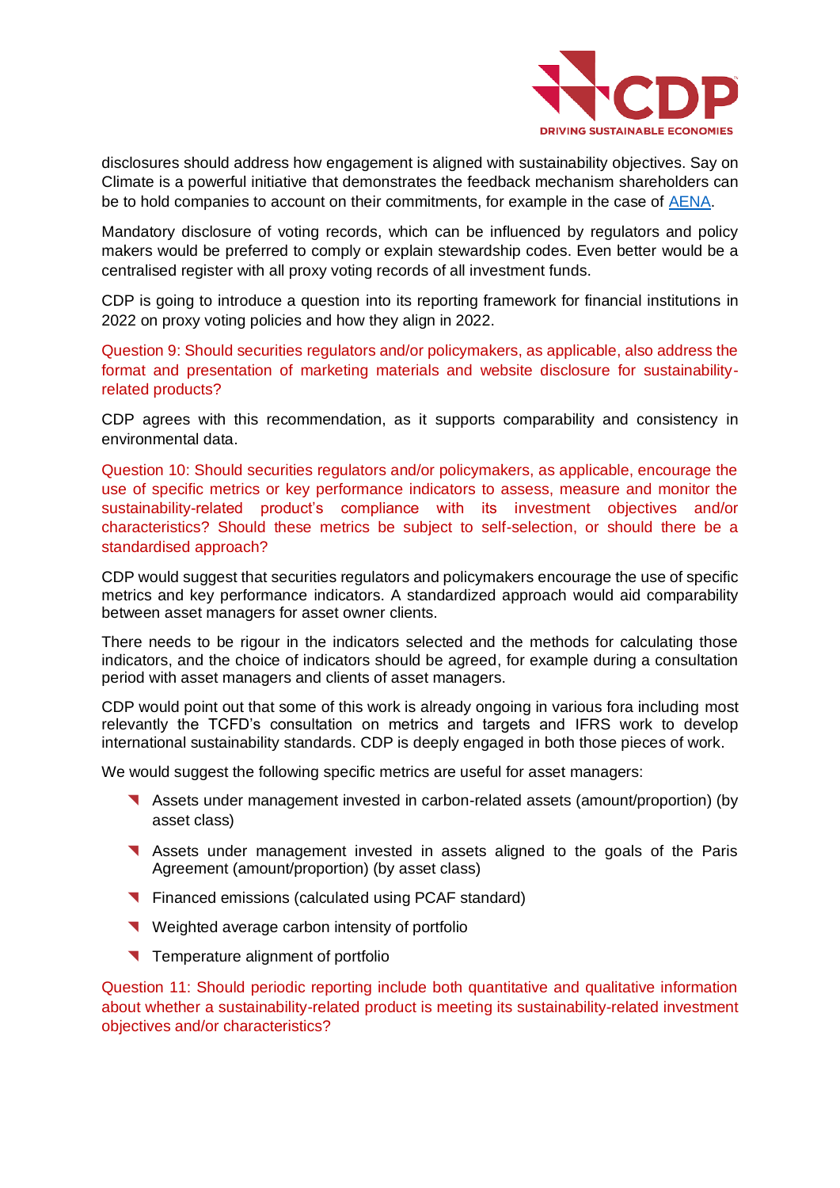disclosures should address how engagement is aligned with sustainability objectives. Say on Climate is a powerful initiative that demonstrates the feedback mechanism shareholders can be to hold companies to account on their commitments, for example in the case of [AENA].

Mandatory disclosure of voting records, which can be influenced by regulators and policy makers would be preferred to comply or explain stewardship codes. Even better would be a centralised register with all proxy voting records of all investment funds.

CDP is going to introduce a question into its reporting framework for financial institutions in 2022 on proxy voting policies and how they align in 2022.

**Question 9: Should securities regulators and/or policymakers, as applicable, also address the format and presentation of marketing materials and website disclosure for sustainability-related products?**

CDP agrees with this recommendation, as it supports comparability and consistency in environmental data.

**Question 10: Should securities regulators and/or policymakers, as applicable, encourage the use of specific metrics or key performance indicators to assess, measure and monitor the sustainability-related product's compliance with its investment objectives and/or characteristics? Should these metrics be subject to self-selection, or should there be a standardised approach?**

CDP would suggest that securities regulators and policymakers encourage the use of specific metrics and key performance indicators. A standardized approach would aid comparability between asset managers for asset owner clients.

There needs to be rigour in the indicators selected and the methods for calculating those indicators, and the choice of indicators should be agreed, for example during a consultation period with asset managers and clients of asset managers.

CDP would point out that some of this work is already ongoing in various fora including most relevantly the TCFD's consultation on metrics and targets and IFRS work to develop international sustainability standards. CDP is deeply engaged in both those pieces of work.

We would suggest the following specific metrics are useful for asset managers:

- Assets under management invested in carbon-related assets (amount/proportion) (by asset class)
- Assets under management invested in assets aligned to the goals of the Paris Agreement (amount/proportion) (by asset class)
- Financed emissions (calculated using PCAF standard)
- Weighted average carbon intensity of portfolio
- Temperature alignment of portfolio

**Question 11: Should periodic reporting include both quantitative and qualitative information about whether a sustainability-related product is meeting its sustainability-related investment objectives and/or characteristics?**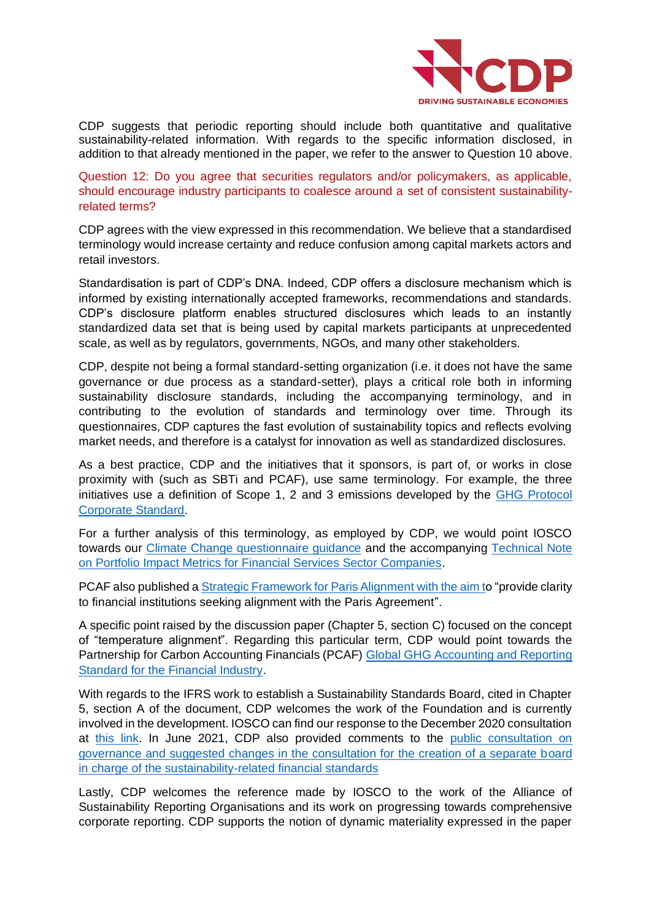CDP suggests that periodic reporting should include both quantitative and qualitative sustainability-related information. With regards to the specific information disclosed, in addition to that already mentioned in the paper, we refer to the answer to Question 10 above.

**Question 12: Do you agree that securities regulators and/or policymakers, as applicable, should encourage industry participants to coalesce around a set of consistent sustainability-related terms?**

CDP agrees with the view expressed in this recommendation. We believe that a standardised terminology would increase certainty and reduce confusion among capital markets actors and retail investors.

Standardisation is part of CDP's DNA. Indeed, CDP offers a disclosure mechanism which is informed by existing internationally accepted frameworks, recommendations and standards. CDP's disclosure platform enables structured disclosures which leads to an instantly standardized data set that is being used by capital markets participants at unprecedented scale, as well as by regulators, governments, NGOs, and many other stakeholders.

CDP, despite not being a formal standard-setting organization (i.e. it does not have the same governance or due process as a standard-setter), plays a critical role both in informing sustainability disclosure standards, including the accompanying terminology, and in contributing to the evolution of standards and terminology over time. Through its questionnaires, CDP captures the fast evolution of sustainability topics and reflects evolving market needs, and therefore is a catalyst for innovation as well as standardized disclosures.

As a best practice, CDP and the initiatives that it sponsors, is part of, or works in close proximity with (such as SBTi and PCAF), use same terminology. For example, the three initiatives use a definition of Scope 1, 2 and 3 emissions developed by the GHG Protocol Corporate Standard.

For a further analysis of this terminology, as employed by CDP, we would point IOSCO towards our Climate Change questionnaire guidance and the accompanying Technical Note on Portfolio Impact Metrics for Financial Services Sector Companies.

PCAF also published a Strategic Framework for Paris Alignment with the aim to "provide clarity to financial institutions seeking alignment with the Paris Agreement".

A specific point raised by the discussion paper (Chapter 5, section C) focused on the concept of "temperature alignment". Regarding this particular term, CDP would point towards the Partnership for Carbon Accounting Financials (PCAF) Global GHG Accounting and Reporting Standard for the Financial Industry.

With regards to the IFRS work to establish a Sustainability Standards Board, cited in Chapter 5, section A of the document, CDP welcomes the work of the Foundation and is currently involved in the development. IOSCO can find our response to the December 2020 consultation at this link. In June 2021, CDP also provided comments to the public consultation on governance and suggested changes in the consultation for the creation of a separate board in charge of the sustainability-related financial standards

Lastly, CDP welcomes the reference made by IOSCO to the work of the Alliance of Sustainability Reporting Organisations and its work on progressing towards comprehensive corporate reporting. CDP supports the notion of dynamic materiality expressed in the paper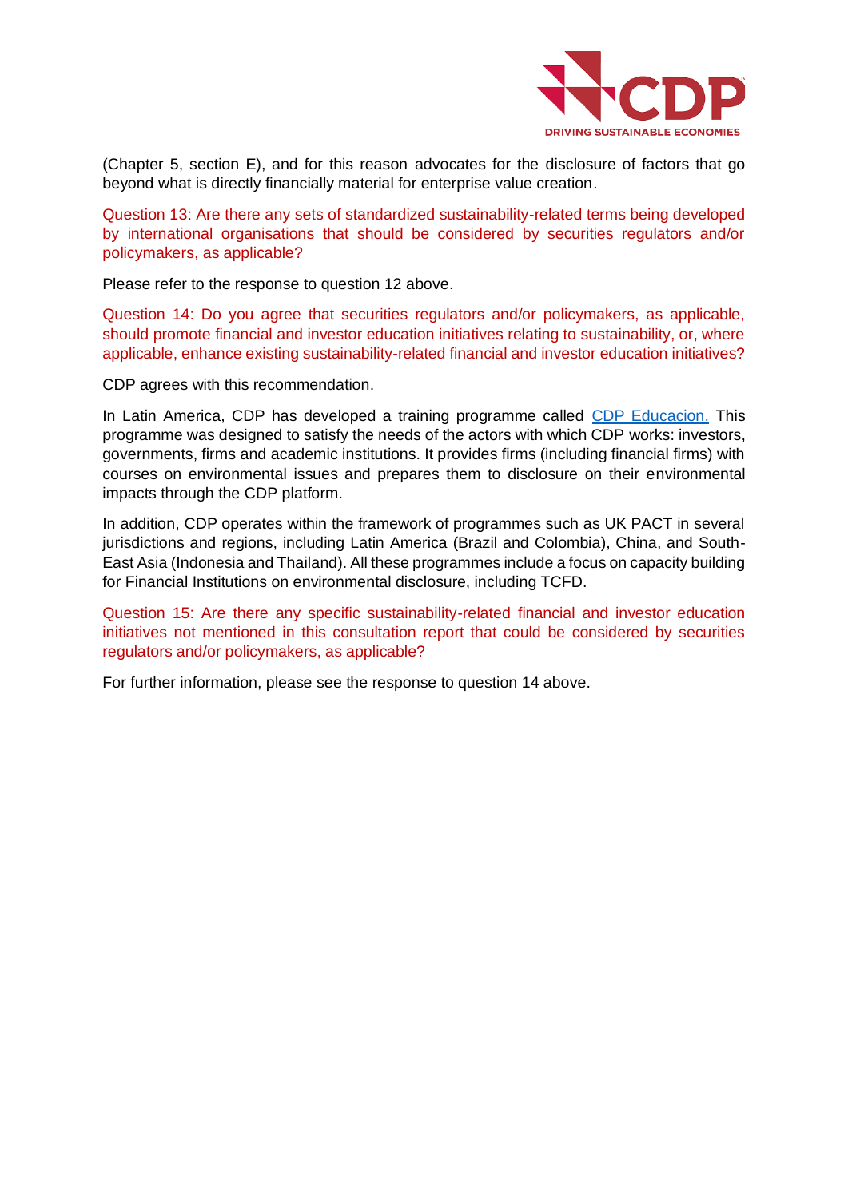(Chapter 5, section E), and for this reason advocates for the disclosure of factors that go beyond what is directly financially material for enterprise value creation.

Question 13: Are there any sets of standardized sustainability-related terms being developed by international organisations that should be considered by securities regulators and/or policymakers, as applicable?

Please refer to the response to question 12 above.

Question 14: Do you agree that securities regulators and/or policymakers, as applicable, should promote financial and investor education initiatives relating to sustainability, or, where applicable, enhance existing sustainability-related financial and investor education initiatives?

CDP agrees with this recommendation.

In Latin America, CDP has developed a training programme called CDP Educacion. This programme was designed to satisfy the needs of the actors with which CDP works: investors, governments, firms and academic institutions. It provides firms (including financial firms) with courses on environmental issues and prepares them to disclosure on their environmental impacts through the CDP platform.

In addition, CDP operates within the framework of programmes such as UK PACT in several jurisdictions and regions, including Latin America (Brazil and Colombia), China, and South-East Asia (Indonesia and Thailand). All these programmes include a focus on capacity building for Financial Institutions on environmental disclosure, including TCFD.

Question 15: Are there any specific sustainability-related financial and investor education initiatives not mentioned in this consultation report that could be considered by securities regulators and/or policymakers, as applicable?

For further information, please see the response to question 14 above.